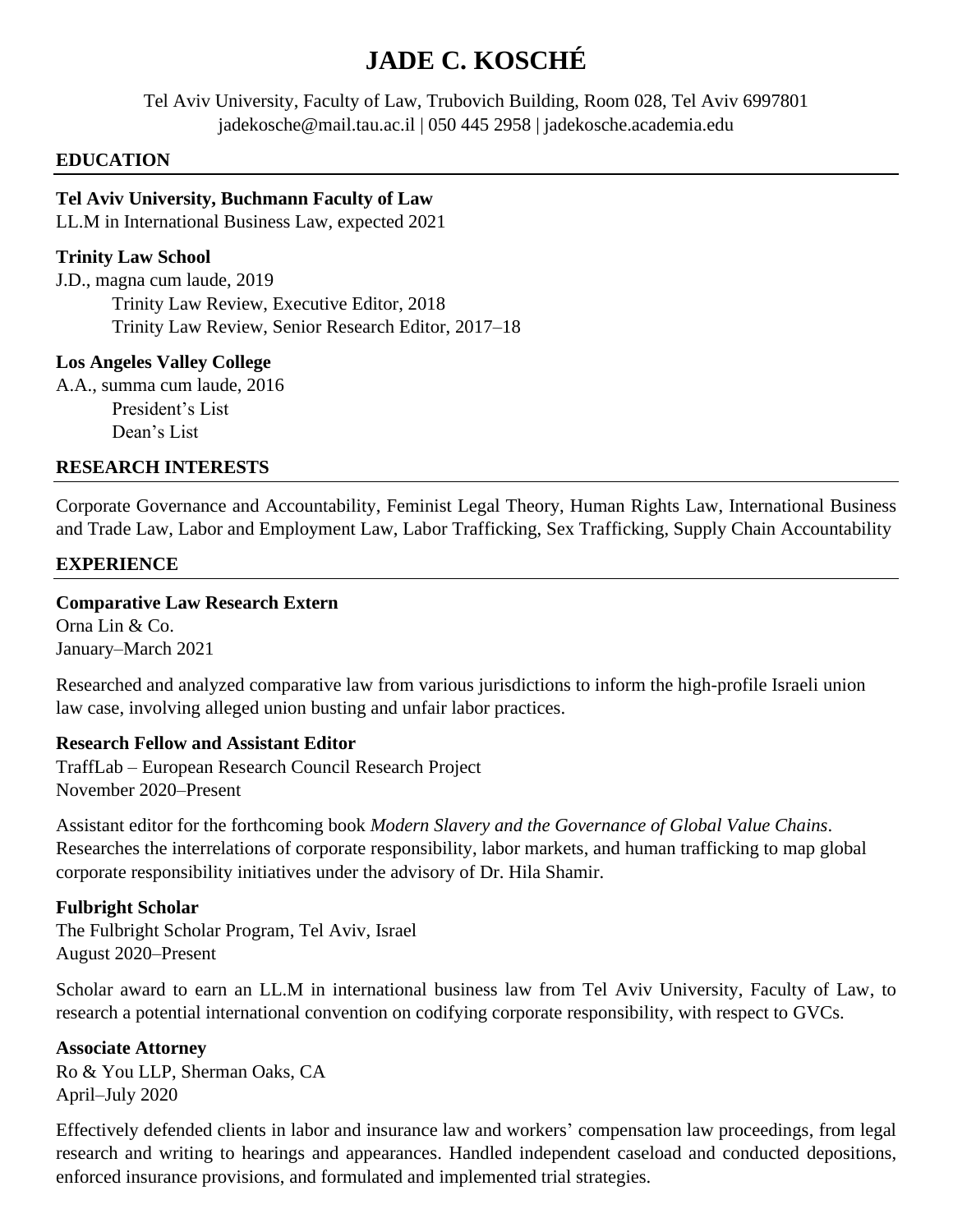# JADE C. KOSCHÉ

Tel Aviv University, Faculty of Law, Trubovich Building, Room 028, Tel Aviv 6997801
jadekosche@mail.tau.ac.il | 050 445 2958 | jadekosche.academia.edu

## EDUCATION

**Tel Aviv University, Buchmann Faculty of Law**
LL.M in International Business Law, expected 2021

**Trinity Law School**
J.D., magna cum laude, 2019
- Trinity Law Review, Executive Editor, 2018
- Trinity Law Review, Senior Research Editor, 2017–18

**Los Angeles Valley College**
A.A., summa cum laude, 2016
- President's List
- Dean's List

## RESEARCH INTERESTS

Corporate Governance and Accountability, Feminist Legal Theory, Human Rights Law, International Business and Trade Law, Labor and Employment Law, Labor Trafficking, Sex Trafficking, Supply Chain Accountability

## EXPERIENCE

**Comparative Law Research Extern**
Orna Lin & Co.
January–March 2021

Researched and analyzed comparative law from various jurisdictions to inform the high-profile Israeli union law case, involving alleged union busting and unfair labor practices.

**Research Fellow and Assistant Editor**
TraffLab – European Research Council Research Project
November 2020–Present

Assistant editor for the forthcoming book *Modern Slavery and the Governance of Global Value Chains*. Researches the interrelations of corporate responsibility, labor markets, and human trafficking to map global corporate responsibility initiatives under the advisory of Dr. Hila Shamir.

**Fulbright Scholar**
The Fulbright Scholar Program, Tel Aviv, Israel
August 2020–Present

Scholar award to earn an LL.M in international business law from Tel Aviv University, Faculty of Law, to research a potential international convention on codifying corporate responsibility, with respect to GVCs.

**Associate Attorney**
Ro & You LLP, Sherman Oaks, CA
April–July 2020

Effectively defended clients in labor and insurance law and workers' compensation law proceedings, from legal research and writing to hearings and appearances. Handled independent caseload and conducted depositions, enforced insurance provisions, and formulated and implemented trial strategies.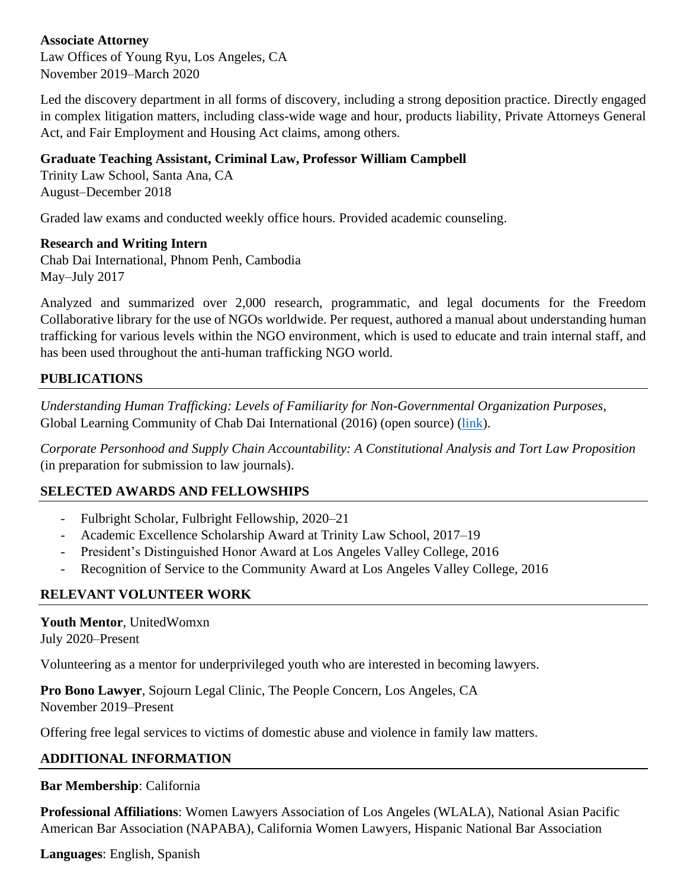**Associate Attorney**
Law Offices of Young Ryu, Los Angeles, CA
November 2019–March 2020

Led the discovery department in all forms of discovery, including a strong deposition practice. Directly engaged in complex litigation matters, including class-wide wage and hour, products liability, Private Attorneys General Act, and Fair Employment and Housing Act claims, among others.

**Graduate Teaching Assistant, Criminal Law, Professor William Campbell**
Trinity Law School, Santa Ana, CA
August–December 2018

Graded law exams and conducted weekly office hours. Provided academic counseling.

**Research and Writing Intern**
Chab Dai International, Phnom Penh, Cambodia
May–July 2017

Analyzed and summarized over 2,000 research, programmatic, and legal documents for the Freedom Collaborative library for the use of NGOs worldwide. Per request, authored a manual about understanding human trafficking for various levels within the NGO environment, which is used to educate and train internal staff, and has been used throughout the anti-human trafficking NGO world.

## PUBLICATIONS

*Understanding Human Trafficking: Levels of Familiarity for Non-Governmental Organization Purposes*, Global Learning Community of Chab Dai International (2016) (open source) (link).

*Corporate Personhood and Supply Chain Accountability: A Constitutional Analysis and Tort Law Proposition* (in preparation for submission to law journals).

## SELECTED AWARDS AND FELLOWSHIPS

- Fulbright Scholar, Fulbright Fellowship, 2020–21
- Academic Excellence Scholarship Award at Trinity Law School, 2017–19
- President's Distinguished Honor Award at Los Angeles Valley College, 2016
- Recognition of Service to the Community Award at Los Angeles Valley College, 2016

## RELEVANT VOLUNTEER WORK

**Youth Mentor**, UnitedWomxn
July 2020–Present

Volunteering as a mentor for underprivileged youth who are interested in becoming lawyers.

**Pro Bono Lawyer**, Sojourn Legal Clinic, The People Concern, Los Angeles, CA
November 2019–Present

Offering free legal services to victims of domestic abuse and violence in family law matters.

## ADDITIONAL INFORMATION

**Bar Membership**: California

**Professional Affiliations**: Women Lawyers Association of Los Angeles (WLALA), National Asian Pacific American Bar Association (NAPABA), California Women Lawyers, Hispanic National Bar Association

**Languages**: English, Spanish